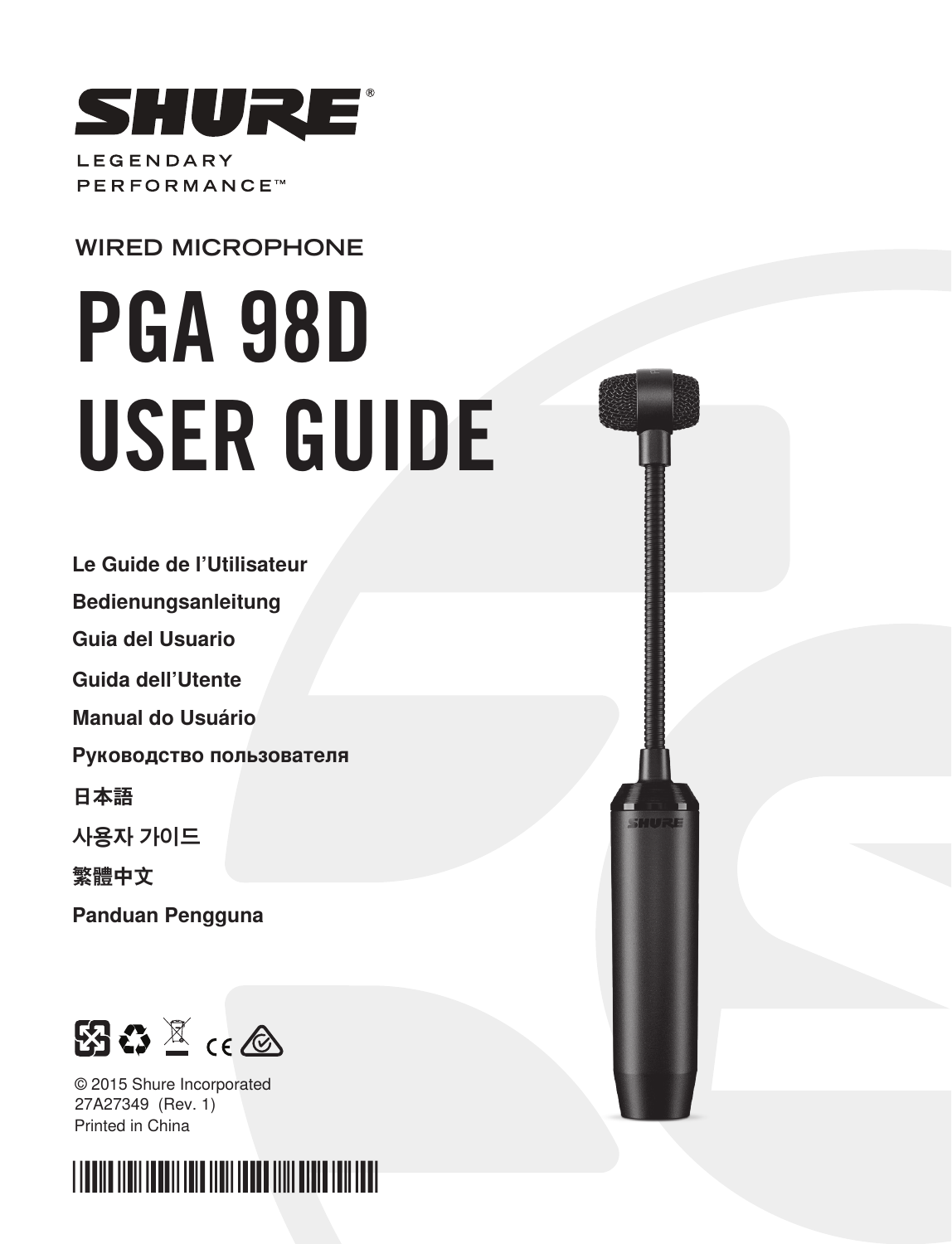SHURE®

LEGENDARY
PERFORMANCE™

WIRED MICROPHONE

# PGA 98D USER GUIDE

**Le Guide de l'Utilisateur**

**Bedienungsanleitung**

**Guia del Usuario**

**Guida dell'Utente**

**Manual do Usuário**

**Руководство пользователя**

**日本語**

**사용자 가이드**

**繁體中文**

**Panduan Pengguna**

© 2015 Shure Incorporated
27A27349 (Rev. 1)
Printed in China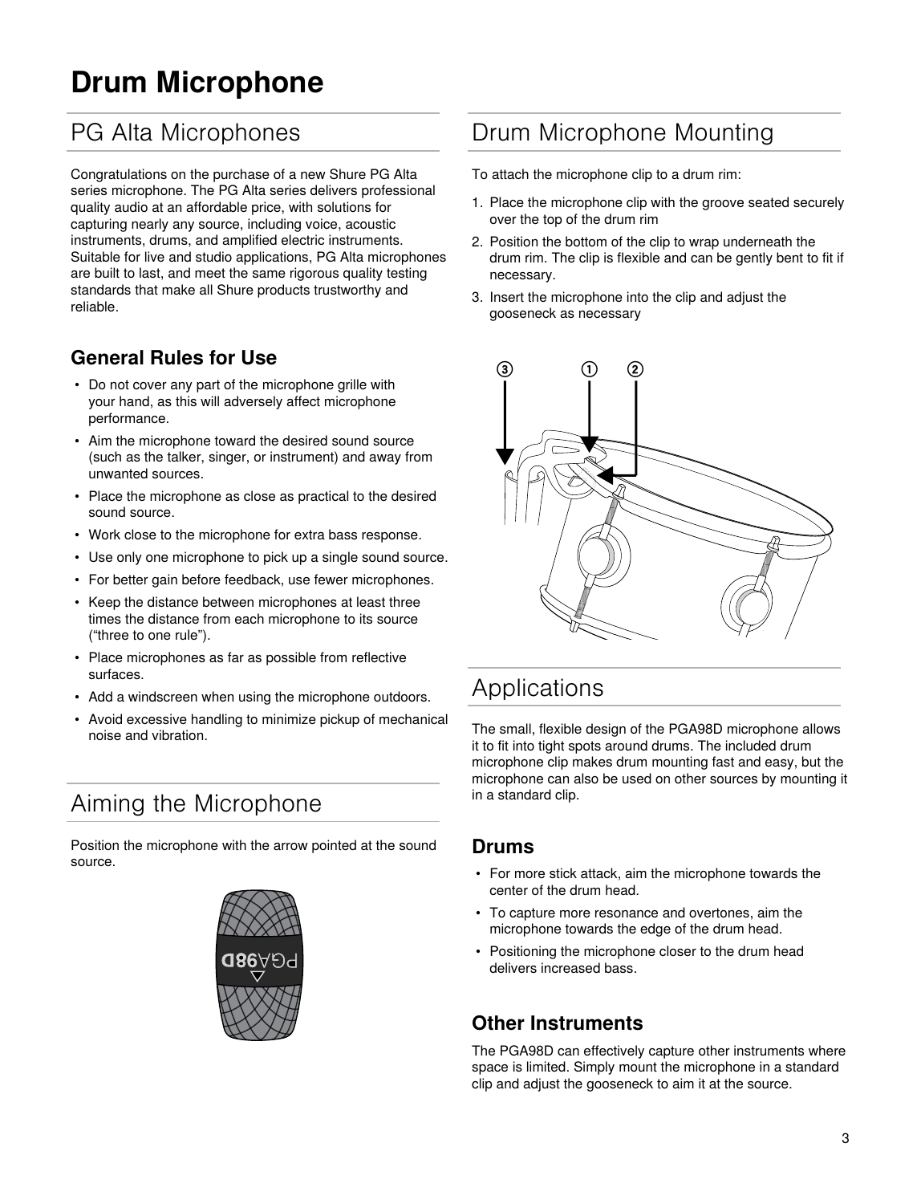# Drum Microphone

## PG Alta Microphones

Congratulations on the purchase of a new Shure PG Alta series microphone. The PG Alta series delivers professional quality audio at an affordable price, with solutions for capturing nearly any source, including voice, acoustic instruments, drums, and amplified electric instruments. Suitable for live and studio applications, PG Alta microphones are built to last, and meet the same rigorous quality testing standards that make all Shure products trustworthy and reliable.

### General Rules for Use

- Do not cover any part of the microphone grille with your hand, as this will adversely affect microphone performance.
- Aim the microphone toward the desired sound source (such as the talker, singer, or instrument) and away from unwanted sources.
- Place the microphone as close as practical to the desired sound source.
- Work close to the microphone for extra bass response.
- Use only one microphone to pick up a single sound source.
- For better gain before feedback, use fewer microphones.
- Keep the distance between microphones at least three times the distance from each microphone to its source ("three to one rule").
- Place microphones as far as possible from reflective surfaces.
- Add a windscreen when using the microphone outdoors.
- Avoid excessive handling to minimize pickup of mechanical noise and vibration.

## Aiming the Microphone

Position the microphone with the arrow pointed at the sound source.

PGA98D

## Drum Microphone Mounting

To attach the microphone clip to a drum rim:

1. Place the microphone clip with the groove seated securely over the top of the drum rim
2. Position the bottom of the clip to wrap underneath the drum rim. The clip is flexible and can be gently bent to fit if necessary.
3. Insert the microphone into the clip and adjust the gooseneck as necessary

③ ① ②

## Applications

The small, flexible design of the PGA98D microphone allows it to fit into tight spots around drums. The included drum microphone clip makes drum mounting fast and easy, but the microphone can also be used on other sources by mounting it in a standard clip.

### Drums

- For more stick attack, aim the microphone towards the center of the drum head.
- To capture more resonance and overtones, aim the microphone towards the edge of the drum head.
- Positioning the microphone closer to the drum head delivers increased bass.

### Other Instruments

The PGA98D can effectively capture other instruments where space is limited. Simply mount the microphone in a standard clip and adjust the gooseneck to aim it at the source.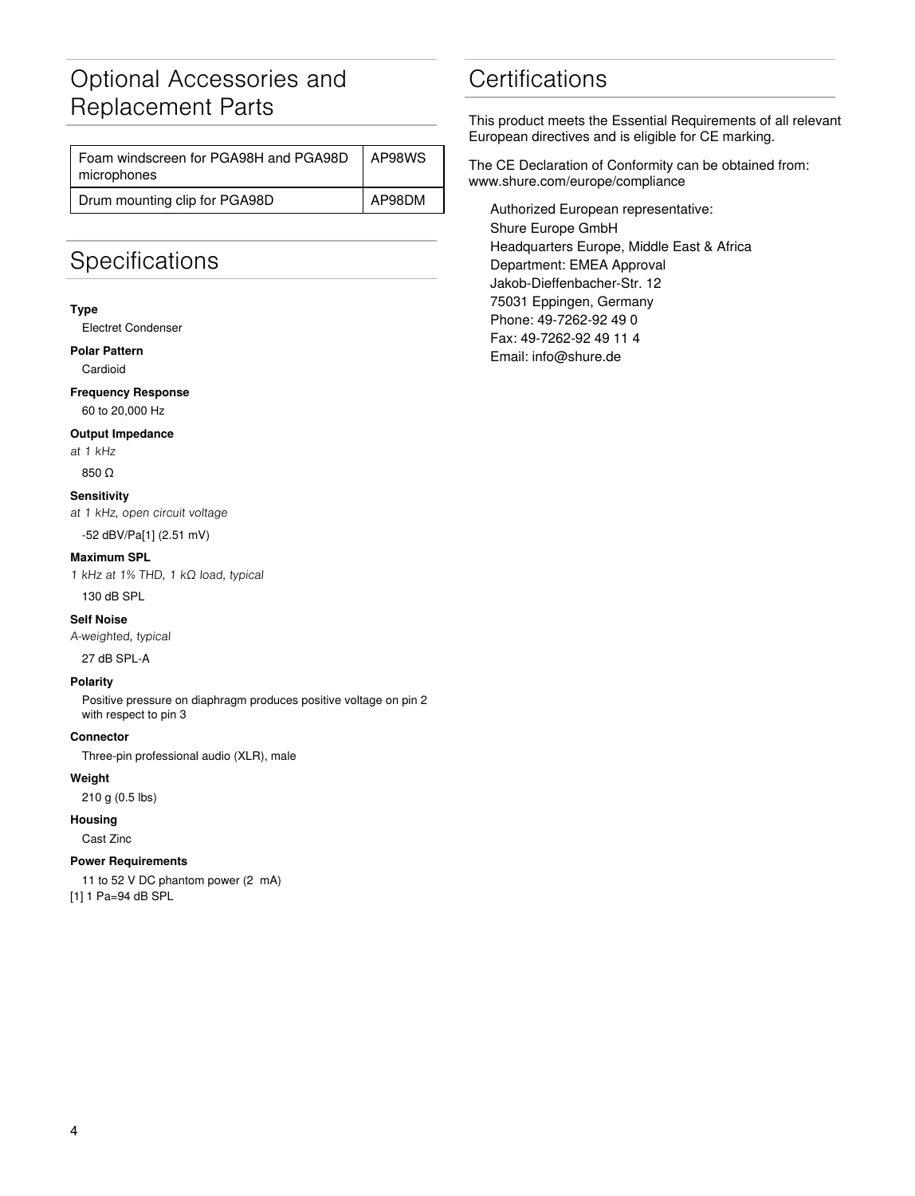## Optional Accessories and Replacement Parts

| | |
|---|---|
| Foam windscreen for PGA98H and PGA98D microphones | AP98WS |
| Drum mounting clip for PGA98D | AP98DM |

## Specifications

**Type**

Electret Condenser

**Polar Pattern**

Cardioid

**Frequency Response**

60 to 20,000 Hz

**Output Impedance**

*at 1 kHz*

850 Ω

**Sensitivity**

*at 1 kHz, open circuit voltage*

-52 dBV/Pa[1] (2.51 mV)

**Maximum SPL**

*1 kHz at 1% THD, 1 kΩ load, typical*

130 dB SPL

**Self Noise**

*A-weighted, typical*

27 dB SPL-A

**Polarity**

Positive pressure on diaphragm produces positive voltage on pin 2 with respect to pin 3

**Connector**

Three-pin professional audio (XLR), male

**Weight**

210 g (0.5 lbs)

**Housing**

Cast Zinc

**Power Requirements**

11 to 52 V DC phantom power (2  mA)

[1] 1 Pa=94 dB SPL

## Certifications

This product meets the Essential Requirements of all relevant European directives and is eligible for CE marking.

The CE Declaration of Conformity can be obtained from: www.shure.com/europe/compliance

Authorized European representative:
Shure Europe GmbH
Headquarters Europe, Middle East & Africa
Department: EMEA Approval
Jakob-Dieffenbacher-Str. 12
75031 Eppingen, Germany
Phone: 49-7262-92 49 0
Fax: 49-7262-92 49 11 4
Email: info@shure.de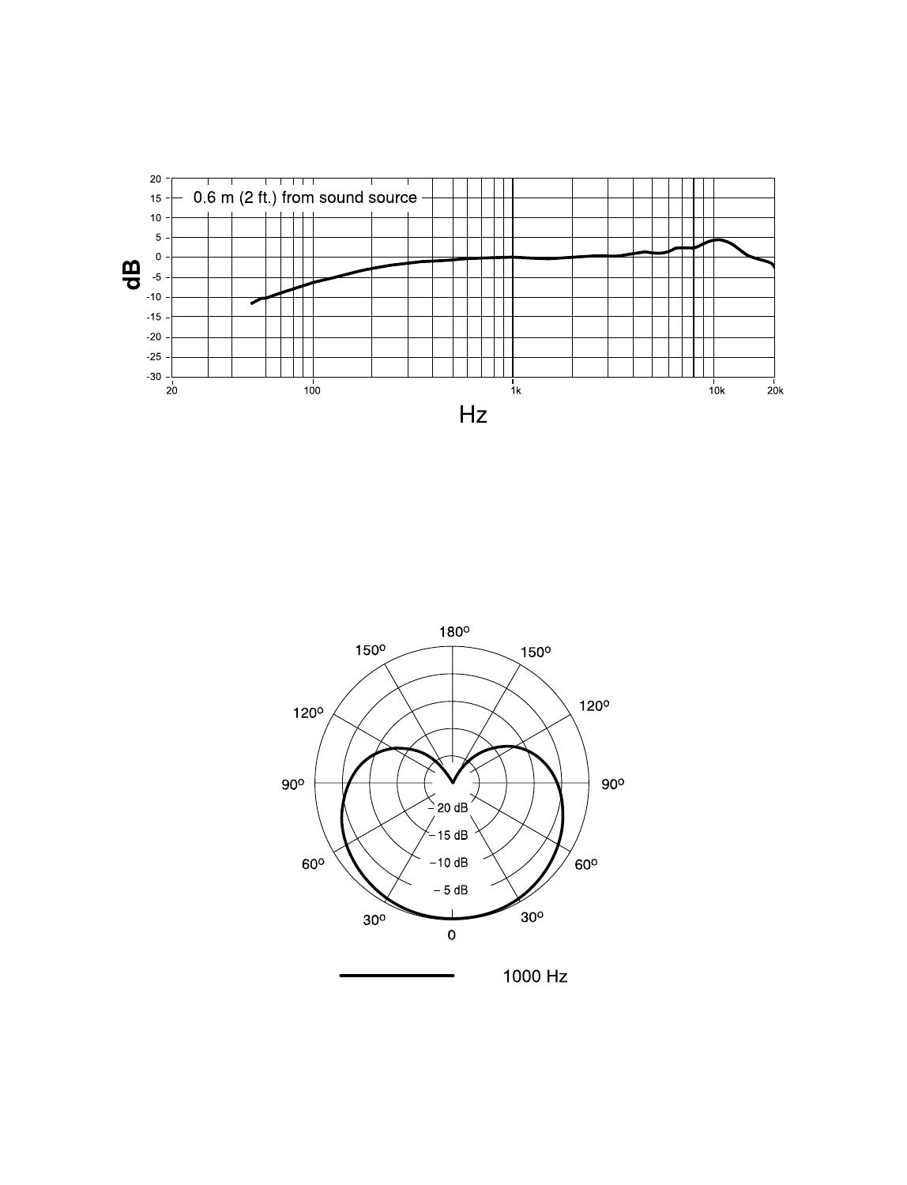0.6 m (2 ft.) from sound source

20
15
10
5
0
-5
-10
-15
-20
-25
-30

dB

20
100
1k
10k
20k

Hz

180°
150°
150°
120°
120°
90°
90°
60°
60°
30°
30°
0

– 20 dB
– 15 dB
–10 dB
– 5 dB

1000 Hz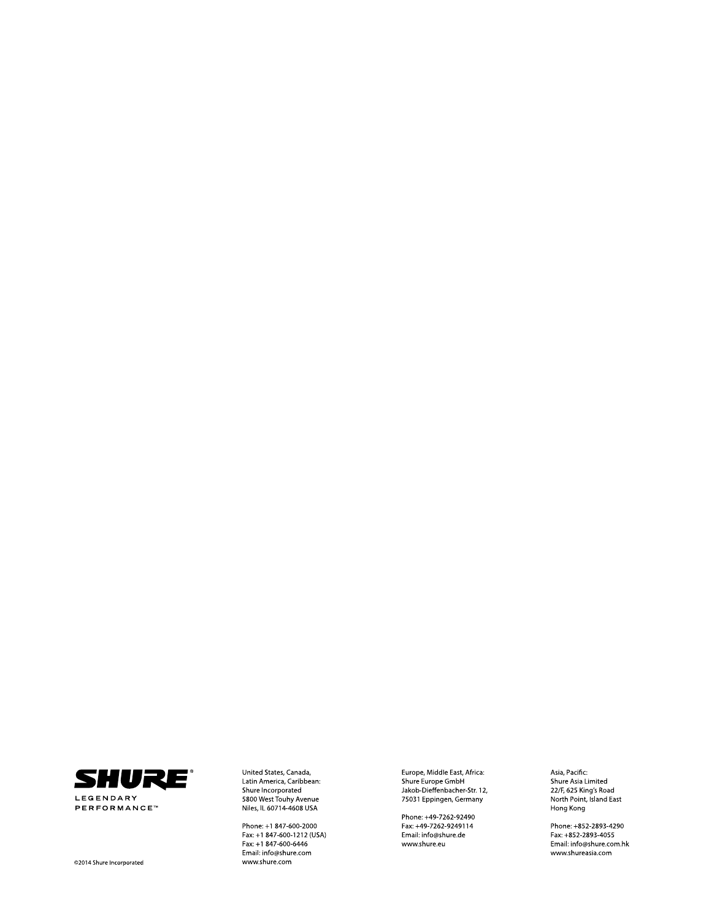SHURE®

LEGENDARY PERFORMANCE™

©2014 Shure Incorporated

United States, Canada, Latin America, Caribbean:
Shure Incorporated
5800 West Touhy Avenue
Niles, IL 60714-4608 USA

Phone: +1 847-600-2000
Fax: +1 847-600-1212 (USA)
Fax: +1 847-600-6446
Email: info@shure.com
www.shure.com

Europe, Middle East, Africa:
Shure Europe GmbH
Jakob-Dieffenbacher-Str. 12,
75031 Eppingen, Germany

Phone: +49-7262-92490
Fax: +49-7262-9249114
Email: info@shure.de
www.shure.eu

Asia, Pacific:
Shure Asia Limited
22/F, 625 King's Road
North Point, Island East
Hong Kong

Phone: +852-2893-4290
Fax: +852-2893-4055
Email: info@shure.com.hk
www.shureasia.com